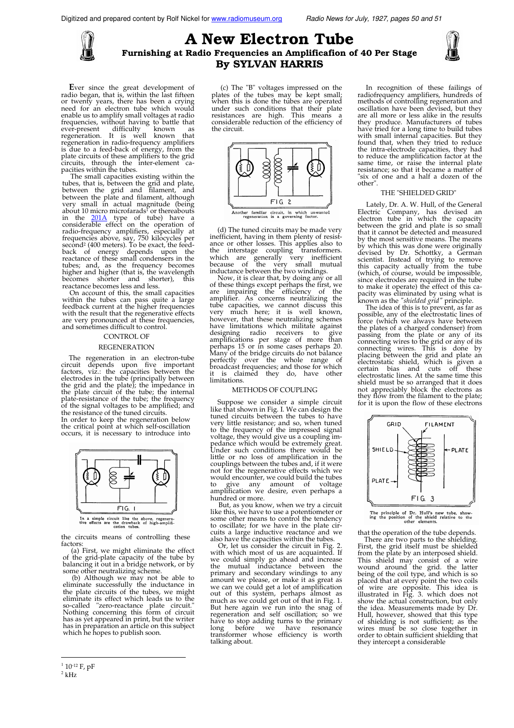# A New Electron Tube

## Furnishing at Radio Frequencies an Amplificafion of 40 Per Stage

## By SYLVAN HARRIS

Ever since the great development of radio began, that is, within the last fifteen or twenty years, there has been a crying need for an electron tube which would enable us to amplify small voltages at radio frequencies, without having to battle that ever-present difficulty known as regeneration. It is well known that regeneration in radio-frequency amplifiers is due to a feed-back of energy, from the plate circuits of these amplifiers to the grid circuits, through the inter-element capacities within the tubes.

The small capacities existing within the tubes, that is, between the grid and plate, between the grid and filament, and between the plate and filament, although very small in actual magnitude (being about 10 micro microfarads[1] or thereabouts in the 201A type of tube) have a considerable effect on the operation of radio-frequency amplifiers, especially at frequencies above, say, 750 kilocycles per second[2] (400 meters). To be exact, the feed-back of energy depends upon the reactance of these small condensers in the tubes; and, as the frequency becomes higher and higher (that is, the wavelength becomes shorter and shorter), this reactance becomes less and less.

On account of this, the small capacities within the tubes can pass quite a large feedback current at the higher frequencies with the result that the regenerative effects are very pronounced at these frequencies, and sometimes difficult to control.

### CONTROL OF REGENERATION

The regeneration in an electron-tube circuit depends upon five important factors, viz.: the capacities between the electrodes in the tube (principally between the grid and the plate); the impedance in the plate circuit of the tube; the internal plate-resistance of the tube; the frequency of the signal voltages to be amplified; and the resistance of the tuned circuits.

In order to keep the regeneration below the critical point at which self-oscillation occurs, it is necessary to introduce into the circuits means of controlling these factors:

(a) First, we might eliminate the effect of the grid-plate capacity of the tube by balancing it out in a bridge network, or by some other neutralizing scheme.

(b) Although we may not be able to eliminate successfully the inductance in the plate circuits of the tubes, we might eliminate its effect which leads us to the so-called "zero-reactance plate circuit." Nothing concerning this form of circuit has as yet appeared in print, but the writer has in preparation an article on this subject which he hopes to publish soon.

(c) The "B" voltages impressed on the plates of the tubes may be kept small; when this is done the tubes are operated under such conditions that their plate resistances are high. This means a considerable reduction of the efficiency of the circuit.

(d) The tuned circuits may be made very inefficient, having in them plenty of resistance or other losses. This applies also to the interstage coupling transformers, which are generally very inefficient because of the very small mutual inductance between the two windings.

Now, it is clear that, by doing any or all of these things except perhaps the first, we are impairing the efficiency of the amplifier. As concerns neutralizing the tube capacities, we cannot discuss this very much here; it is well known, however, that these neutralizing schemes have limitations which militate against designing radio receivers to give amplifications per stage of more than perhaps 15 or in some cases perhaps 20. Many of the bridge circuits do not balance perfectly over the whole range of broadcast frequencies; and those for which it is claimed they do, have other limitations.

FIG. 1

In a simple circuit like the above, regenerative effects are the drawback of high-amplification tubes.

### METHODS OF COUPLING

Suppose we consider a simple circuit like that shown in Fig. I. We can design the tuned circuits between the tubes to have very little resistance; and so, when tuned to the frequency of the impressed signal voltage, they would give us a coupling impedance which would be extremely great. Under such conditions there would be little or no loss of amplification in the couplings between the tubes and, if it were not for the regenerative effects which we would encounter, we could build the tubes to give any amount of voltage amplification we desire, even perhaps a hundred or more.

But, as you know, when we try a circuit like this, we have to use a potentiometer or some other means to control the tendency to oscillate; for we have in the plate circuits a large inductive reactance and we also have the capacities within the tubes.

Or, let us consider the circuit in Fig. 2. with which most of us are acquainted. If we could simply go ahead and increase the mutual inductance between the primary and secondary windings to any amount we please, or make it as great as we can we could get a lot of amplification out of this system, perhaps almost as much as we could get out of that in Fig. 1. But here again we run into the snag of regeneration and self oscillation; so we have to stop adding turns to the primary long before we have resonance transformer whose efficiency is worth talking about.

FIG 2

Another familiar circuit, in which unwanted regeneration is a governing factor.

In recognition of these failings of radiofrequency amplifiers, hundreds of methods of controlling regeneration and oscillation have been devised, but they are all more or less alike in the results they produce. Manufacturers of tubes have tried for a long time to build tubes with small internal capacities. But they found that, when they tried to reduce the intra-electrode capacities, they had to reduce the amplification factor at the same time, or raise the internal plate resistance; so that it became a matter of "six of one and a half a dozen of the other".

### THE "SHIELDED GRID"

Lately, Dr. A. W. Hull, of the General Electric Company, has devised an electron tube in which the capacity between the grid and plate is so small that it cannot be detected and measured by the most sensitive means. The means by which this was done were originally devised by Dr. Schottky, a German scientist. Instead of trying to remove this capacity actually from the tube (which, of course, would be impossible, since electrodes are required in the tube to make it operate) the effect of this capacity was eliminated by using what is known as the *"shielded grid"* principle.

The idea of this is to prevent, as far as possible, any of the electrostatic lines of force (which we always have between the plates of a charged condenser) from passing from the plate or any of its connecting wires to the grid or any of its connecting wires. This is done by placing between the grid and plate an electrostatic shield, which is given a certain bias and cuts off these electrostatic lines. At the same time this shield must be so arranged that it does not appreciably block the electrons as they flow from the filament to the plate; for it is upon the flow of these electrons that the operation of the tube depends.

GRID FILAMENT SHIELD PLATE PLATE

FIG. 3

The principle of Dr. Hull's new tube, showing the position of the shield relative to the other elements.

There are two parts to the shielding. First, the grid itself must be shielded from the plate by an interposed shield. This shield may consist of a wire wound around the grid. the latter being of the coil type, and which is so placed that at every point the two coils of wire are opposite. This idea is illustrated in Fig. 3. which does not show the actual construction, but only the idea. Measurements made by Dr. Hull, however, showed that this type of shielding is not sufficient; as the wires must be so close together in order to obtain sufficient shielding that they intercept a considerable

---

[1] $10^{-12}$ F, pF

[2] kHz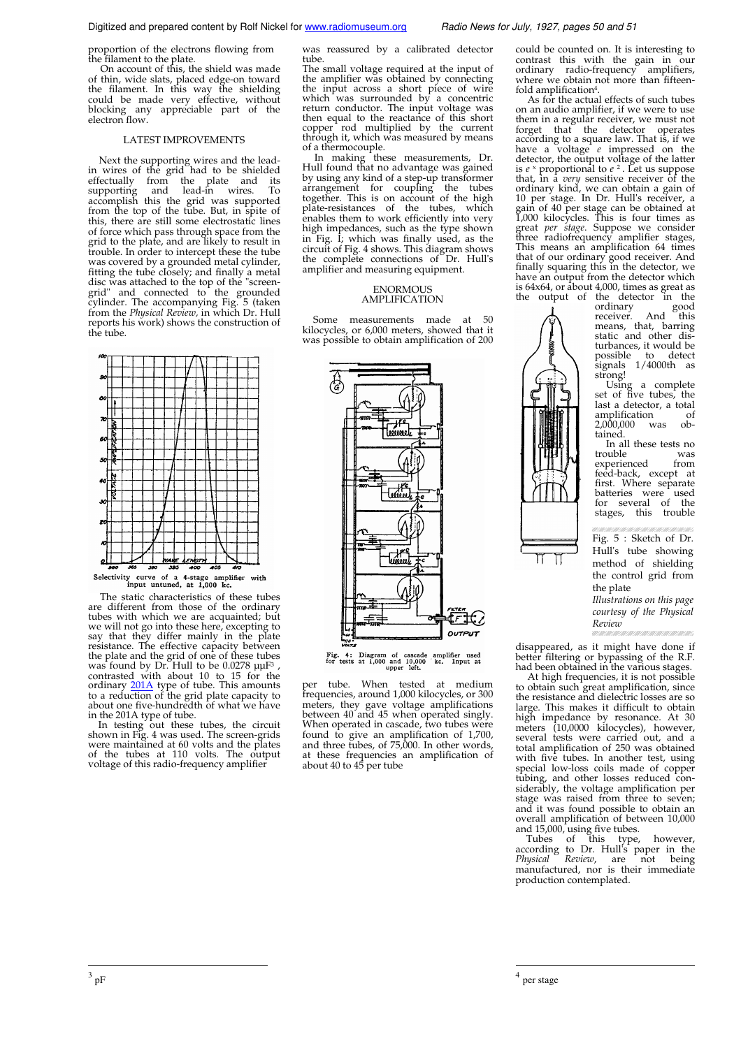proportion of the electrons flowing from the filament to the plate.

On account of this, the shield was made of thin, wide slats, placed edge-on toward the filament. In this way the shielding could be made very effective, without blocking any appreciable part of the electron flow.

## LATEST IMPROVEMENTS

Next the supporting wires and the lead-in wires of the grid had to be shielded effectually from the plate and its supporting and lead-in wires. To accomplish this the grid was supported from the top of the tube. But, in spite of this, there are still some electrostatic lines of force which pass through space from the grid to the plate, and are likely to result in trouble. In order to intercept these the tube was covered by a grounded metal cylinder, fitting the tube closely; and finally a metal disc was attached to the top of the "screen-grid" and connected to the grounded cylinder. The accompanying Fig. 5 (taken from the *Physical Review*, in which Dr. Hull reports his work) shows the construction of the tube.

100
90
80
70
60
50
40
30
20
10
0
VOLTAGE AMPLIFICATION
WAVE LENGTH
380 385 390 395 400 405 410

Selectivity curve of a 4-stage amplifier with input untuned, at 1,000 kc.

The static characteristics of these tubes are different from those of the ordinary tubes with which we are acquainted; but we will not go into these here, excepting to say that they differ mainly in the plate resistance. The effective capacity between the plate and the grid of one of these tubes was found by Dr. Hull to be 0.0278 μμF[3], contrasted with about 10 to 15 for the ordinary 201A type of tube. This amounts to a reduction of the grid plate capacity to about one five-hundredth of what we have in the 201A type of tube.

In testing out these tubes, the circuit shown in Fig. 4 was used. The screen-grids were maintained at 60 volts and the plates of the tubes at 110 volts. The output voltage of this radio-frequency amplifier was reassured by a calibrated detector tube.

The small voltage required at the input of the amplifier was obtained by connecting the input across a short piece of wire which was surrounded by a concentric return conductor. The input voltage was then equal to the reactance of this short copper rod multiplied by the current through it, which was measured by means of a thermocouple.

In making these measurements, Dr. Hull found that no advantage was gained by using any kind of a step-up transformer arrangement for coupling the tubes together. This is on account of the high plate-resistances of the tubes, which enables them to work efficiently into very high impedances, such as the type shown in Fig. I; which was finally used, as the circuit of Fig. 4 shows. This diagram shows the complete connections of Dr. Hull's amplifier and measuring equipment.

## ENORMOUS AMPLIFICATION

Some measurements made at 50 kilocycles, or 6,000 meters, showed that it was possible to obtain amplification of 200

G
FILTER
F
OUTPUT
110 VOLTS

Fig. 4: Diagram of cascade amplifier used for tests at 1,000 and 10,000 kc. Input at upper left.

per tube. When tested at medium frequencies, around 1,000 kilocycles, or 300 meters, they gave voltage amplifications between 40 and 45 when operated singly. When operated in cascade, two tubes were found to give an amplification of 1,700, and three tubes, of 75,000. In other words, at these frequencies an amplification of about 40 to 45 per tube could be counted on. It is interesting to contrast this with the gain in our ordinary radio-frequency amplifiers, where we obtain not more than fifteen-fold amplification[4].

As for the actual effects of such tubes on an audio amplifier, if we were to use them in a regular receiver, we must not forget that the detector operates according to a square law. That is, if we have a voltage $e$ impressed on the detector, the output voltage of the latter is $e^x$ proportional to $e^2$. Let us suppose that, in a *very* sensitive receiver of the ordinary kind, we can obtain a gain of 10 per stage. In Dr. Hull's receiver, a gain of 40 per stage can be obtained at 1,000 kilocycles. This is four times as great *per stage*. Suppose we consider three radiofrequency amplifier stages, This means an amplification 64 times that of our ordinary good receiver. And finally squaring this in the detector, we have an output from the detector which is 64x64, or about 4,000, times as great as the output of the detector in the ordinary good receiver. And this means, that, barring static and other disturbances, it would be possible to detect signals 1/4000th as strong!

Using a complete set of five tubes, the last a detector, a total amplification of 2,000,000 was obtained.

In all these tests no trouble was experienced from feed-back, except at first. Where separate batteries were used for several of the stages, this trouble disappeared, as it might have done if better filtering or bypassing of the R.F. had been obtained in the various stages.

Fig. 5 : Sketch of Dr. Hull's tube showing method of shielding the control grid from the plate

*Illustrations on this page courtesy of the Physical Review*

At high frequencies, it is not possible to obtain such great amplification, since the resistance and dielectric losses are so large. This makes it difficult to obtain high impedance by resonance. At 30 meters (10,0000 kilocycles), however, several tests were carried out, and a total amplification of 250 was obtained with five tubes. In another test, using special low-loss coils made of copper tubing, and other losses reduced considerably, the voltage amplification per stage was raised from three to seven; and it was found possible to obtain an overall amplification of between 10,000 and 15,000, using five tubes.

Tubes of this type, however, according to Dr. Hull's paper in the *Physical Review*, are not being manufactured, nor is their immediate production contemplated.

[3] pF

[4] per stage